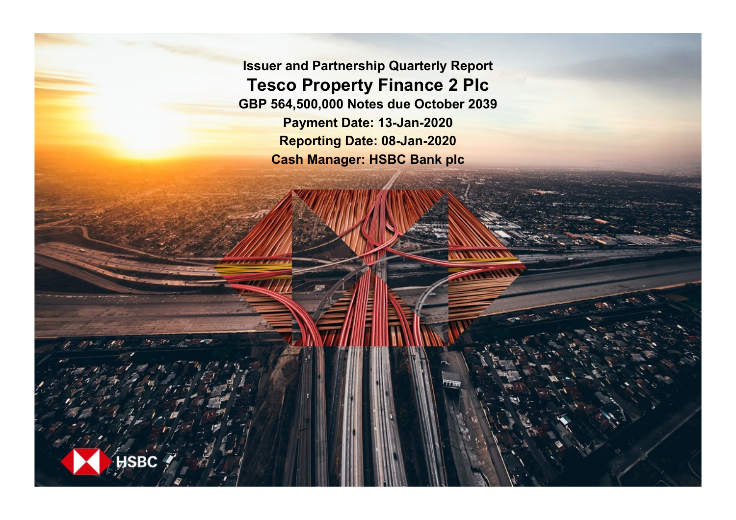# Issuer and Partnership Quarterly Report

## Tesco Property Finance 2 Plc

**GBP 564,500,000 Notes due October 2039**

**Payment Date: 13-Jan-2020**

**Reporting Date: 08-Jan-2020**

**Cash Manager: HSBC Bank plc**

HSBC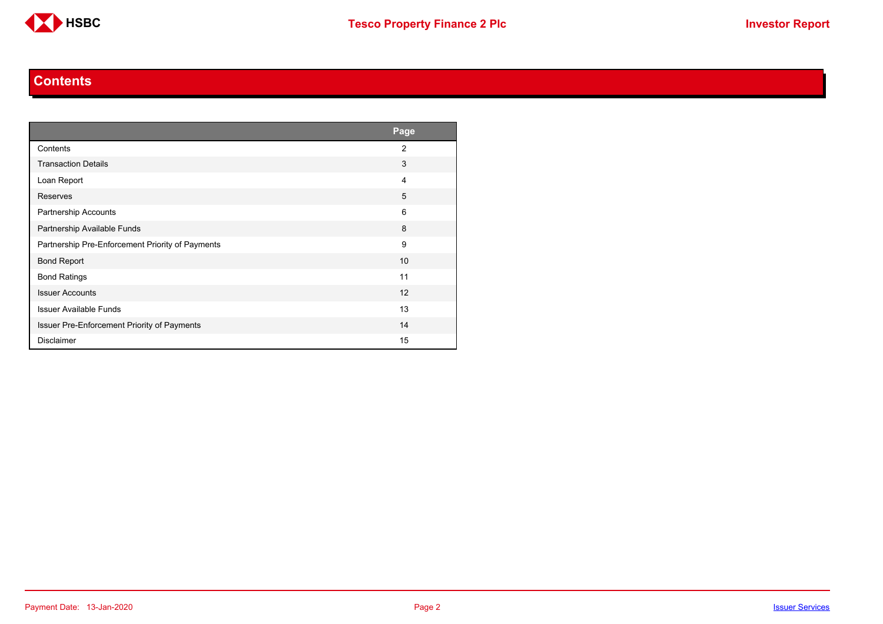# Contents

| | Page |
|---|---|
| Contents | 2 |
| Transaction Details | 3 |
| Loan Report | 4 |
| Reserves | 5 |
| Partnership Accounts | 6 |
| Partnership Available Funds | 8 |
| Partnership Pre-Enforcement Priority of Payments | 9 |
| Bond Report | 10 |
| Bond Ratings | 11 |
| Issuer Accounts | 12 |
| Issuer Available Funds | 13 |
| Issuer Pre-Enforcement Priority of Payments | 14 |
| Disclaimer | 15 |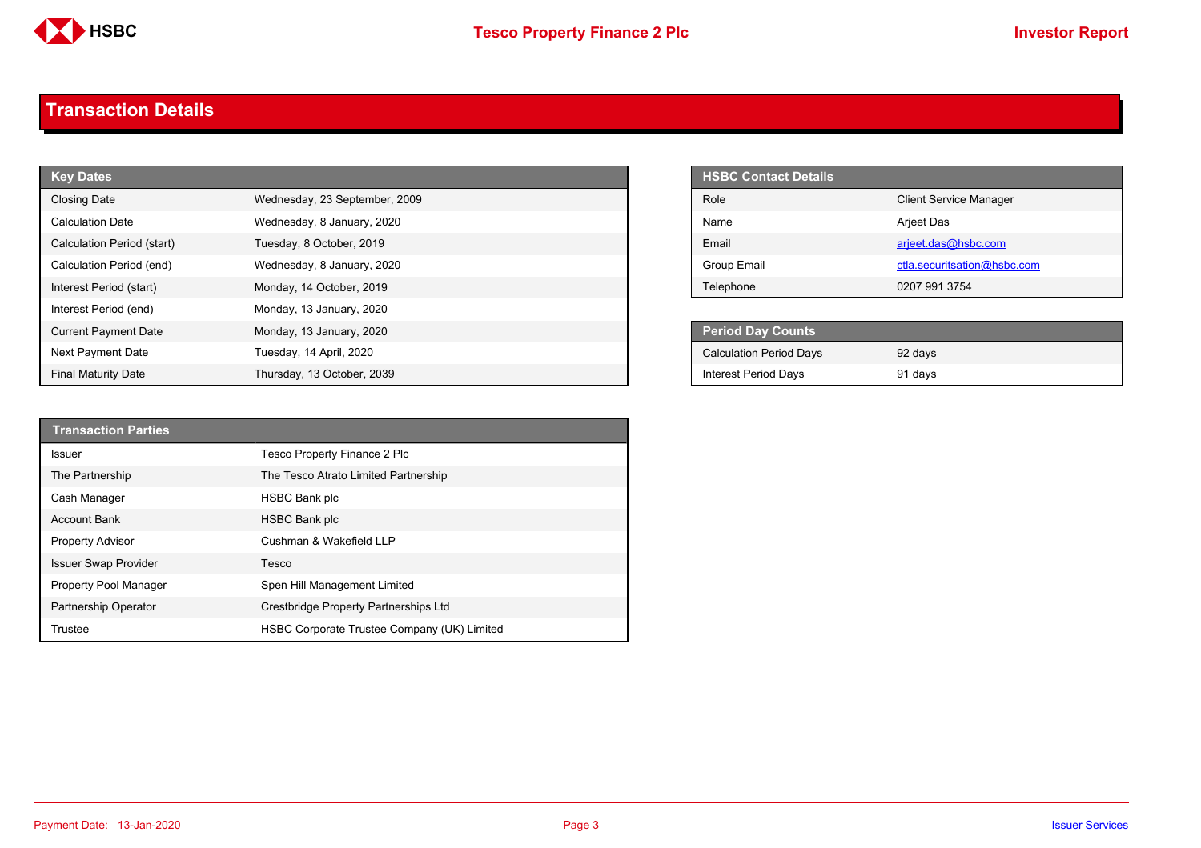## Transaction Details

| Key Dates | |
|---|---|
| Closing Date | Wednesday, 23 September, 2009 |
| Calculation Date | Wednesday, 8 January, 2020 |
| Calculation Period (start) | Tuesday, 8 October, 2019 |
| Calculation Period (end) | Wednesday, 8 January, 2020 |
| Interest Period (start) | Monday, 14 October, 2019 |
| Interest Period (end) | Monday, 13 January, 2020 |
| Current Payment Date | Monday, 13 January, 2020 |
| Next Payment Date | Tuesday, 14 April, 2020 |
| Final Maturity Date | Thursday, 13 October, 2039 |

| HSBC Contact Details | |
|---|---|
| Role | Client Service Manager |
| Name | Arjeet Das |
| Email | arjeet.das@hsbc.com |
| Group Email | ctla.securitsation@hsbc.com |
| Telephone | 0207 991 3754 |

| Period Day Counts | |
|---|---|
| Calculation Period Days | 92 days |
| Interest Period Days | 91 days |

| Transaction Parties | |
|---|---|
| Issuer | Tesco Property Finance 2 Plc |
| The Partnership | The Tesco Atrato Limited Partnership |
| Cash Manager | HSBC Bank plc |
| Account Bank | HSBC Bank plc |
| Property Advisor | Cushman & Wakefield LLP |
| Issuer Swap Provider | Tesco |
| Property Pool Manager | Spen Hill Management Limited |
| Partnership Operator | Crestbridge Property Partnerships Ltd |
| Trustee | HSBC Corporate Trustee Company (UK) Limited |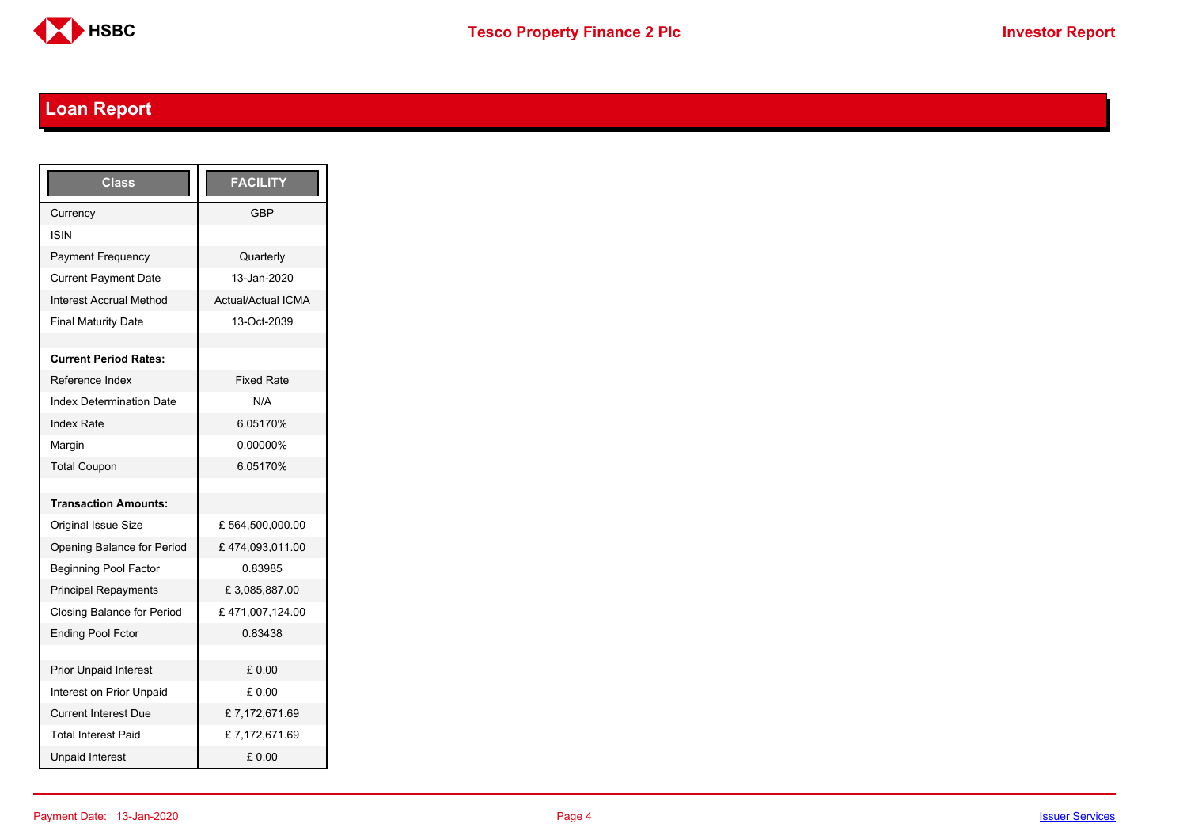## Loan Report

| Class | FACILITY |
|---|---|
| Currency | GBP |
| ISIN | |
| Payment Frequency | Quarterly |
| Current Payment Date | 13-Jan-2020 |
| Interest Accrual Method | Actual/Actual ICMA |
| Final Maturity Date | 13-Oct-2039 |
| | |
| **Current Period Rates:** | |
| Reference Index | Fixed Rate |
| Index Determination Date | N/A |
| Index Rate | 6.05170% |
| Margin | 0.00000% |
| Total Coupon | 6.05170% |
| | |
| **Transaction Amounts:** | |
| Original Issue Size | £ 564,500,000.00 |
| Opening Balance for Period | £ 474,093,011.00 |
| Beginning Pool Factor | 0.83985 |
| Principal Repayments | £ 3,085,887.00 |
| Closing Balance for Period | £ 471,007,124.00 |
| Ending Pool Fctor | 0.83438 |
| | |
| Prior Unpaid Interest | £ 0.00 |
| Interest on Prior Unpaid | £ 0.00 |
| Current Interest Due | £ 7,172,671.69 |
| Total Interest Paid | £ 7,172,671.69 |
| Unpaid Interest | £ 0.00 |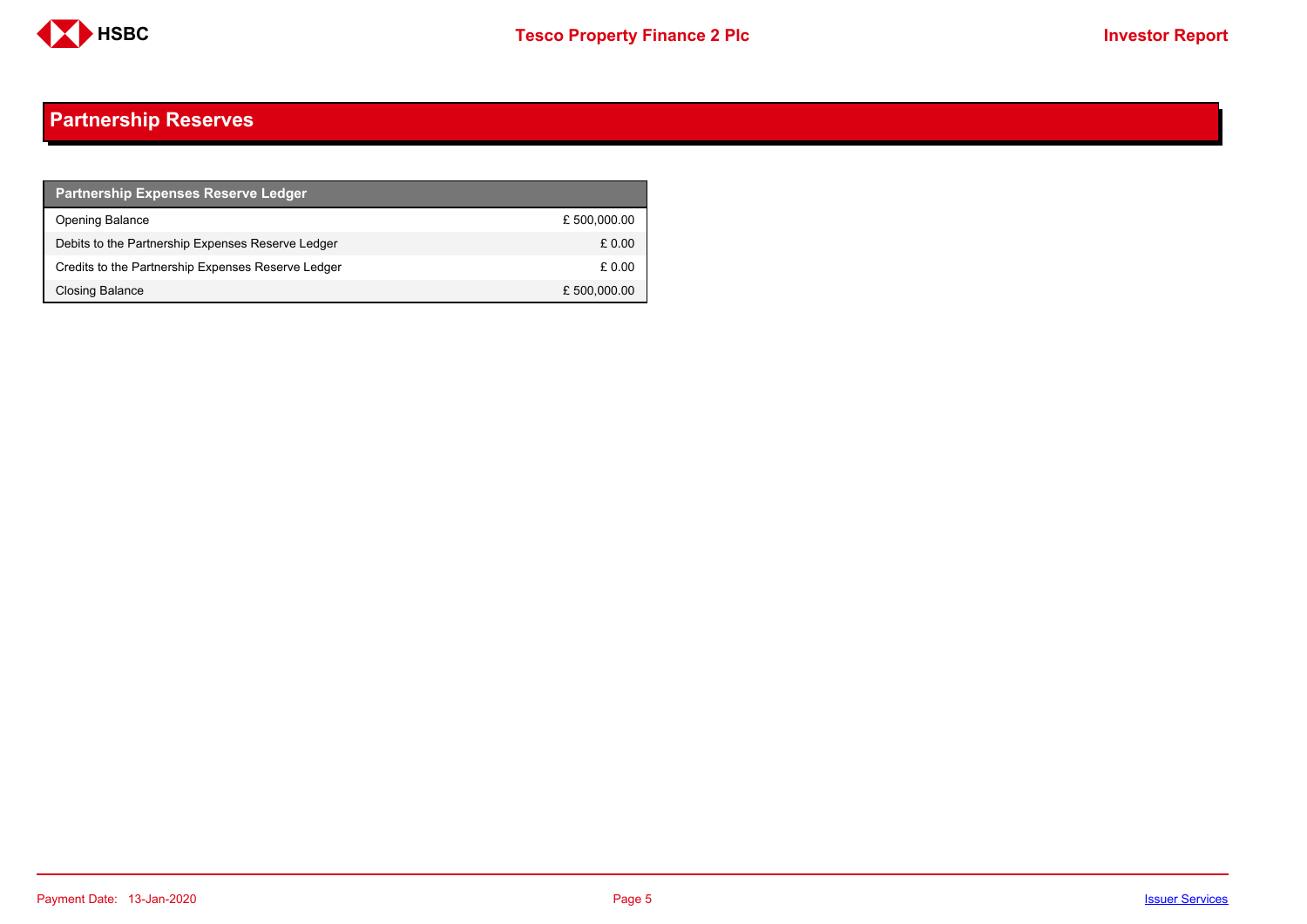## Partnership Reserves

| Partnership Expenses Reserve Ledger | |
|---|---|
| Opening Balance | £ 500,000.00 |
| Debits to the Partnership Expenses Reserve Ledger | £ 0.00 |
| Credits to the Partnership Expenses Reserve Ledger | £ 0.00 |
| Closing Balance | £ 500,000.00 |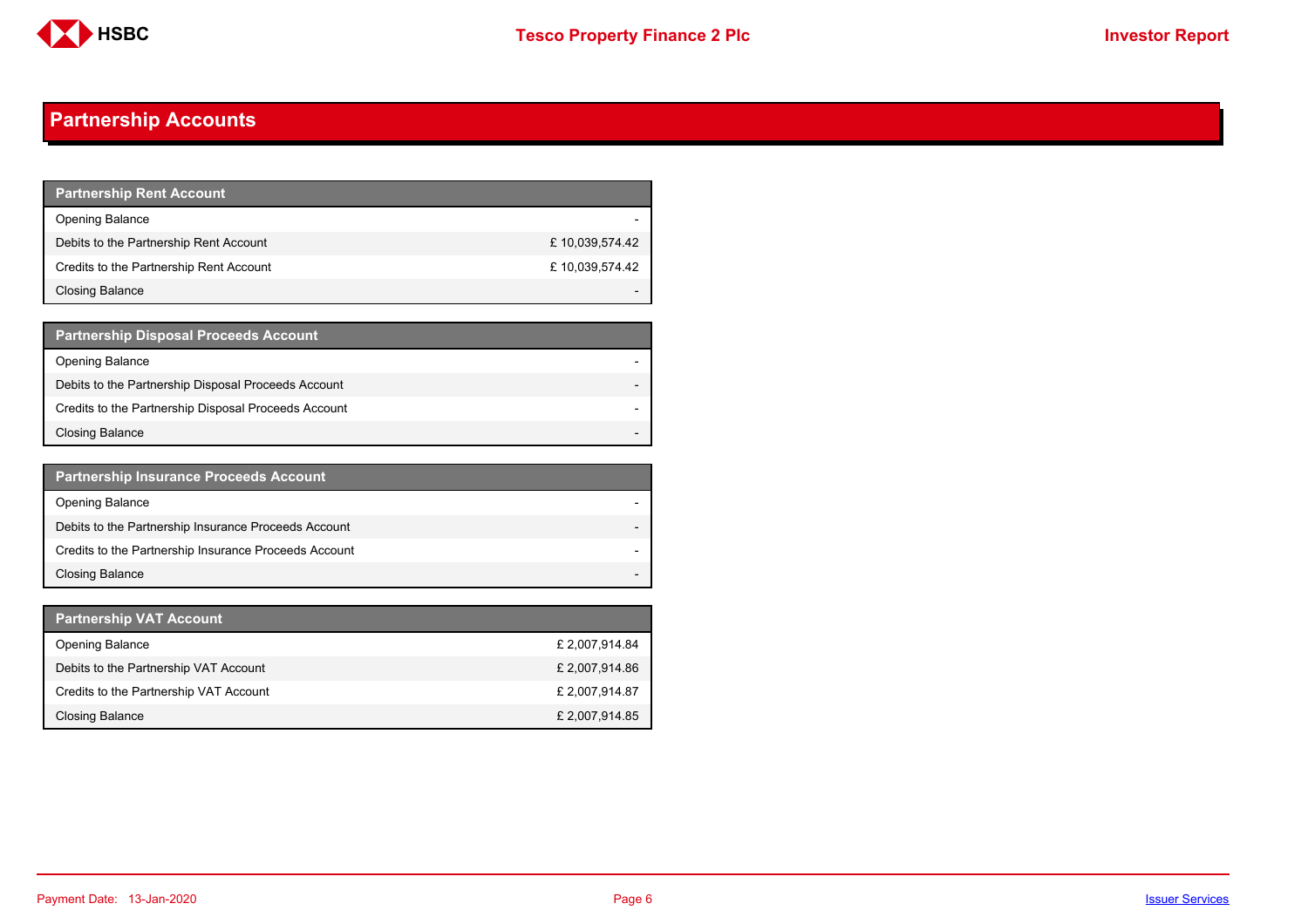## Partnership Accounts

| Partnership Rent Account | |
|---|---|
| Opening Balance | - |
| Debits to the Partnership Rent Account | £ 10,039,574.42 |
| Credits to the Partnership Rent Account | £ 10,039,574.42 |
| Closing Balance | - |

| Partnership Disposal Proceeds Account | |
|---|---|
| Opening Balance | - |
| Debits to the Partnership Disposal Proceeds Account | - |
| Credits to the Partnership Disposal Proceeds Account | - |
| Closing Balance | - |

| Partnership Insurance Proceeds Account | |
|---|---|
| Opening Balance | - |
| Debits to the Partnership Insurance Proceeds Account | - |
| Credits to the Partnership Insurance Proceeds Account | - |
| Closing Balance | - |

| Partnership VAT Account | |
|---|---|
| Opening Balance | £ 2,007,914.84 |
| Debits to the Partnership VAT Account | £ 2,007,914.86 |
| Credits to the Partnership VAT Account | £ 2,007,914.87 |
| Closing Balance | £ 2,007,914.85 |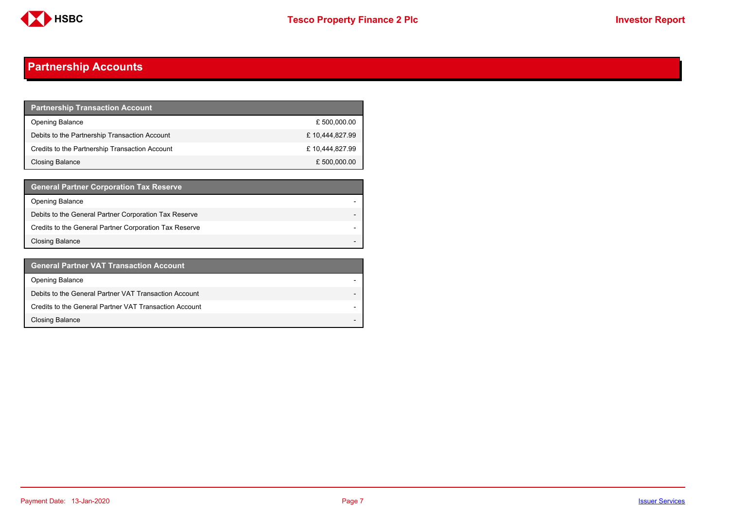# Partnership Accounts

| Partnership Transaction Account | |
|---|---|
| Opening Balance | £ 500,000.00 |
| Debits to the Partnership Transaction Account | £ 10,444,827.99 |
| Credits to the Partnership Transaction Account | £ 10,444,827.99 |
| Closing Balance | £ 500,000.00 |

| General Partner Corporation Tax Reserve | |
|---|---|
| Opening Balance | - |
| Debits to the General Partner Corporation Tax Reserve | - |
| Credits to the General Partner Corporation Tax Reserve | - |
| Closing Balance | - |

| General Partner VAT Transaction Account | |
|---|---|
| Opening Balance | - |
| Debits to the General Partner VAT Transaction Account | - |
| Credits to the General Partner VAT Transaction Account | - |
| Closing Balance | - |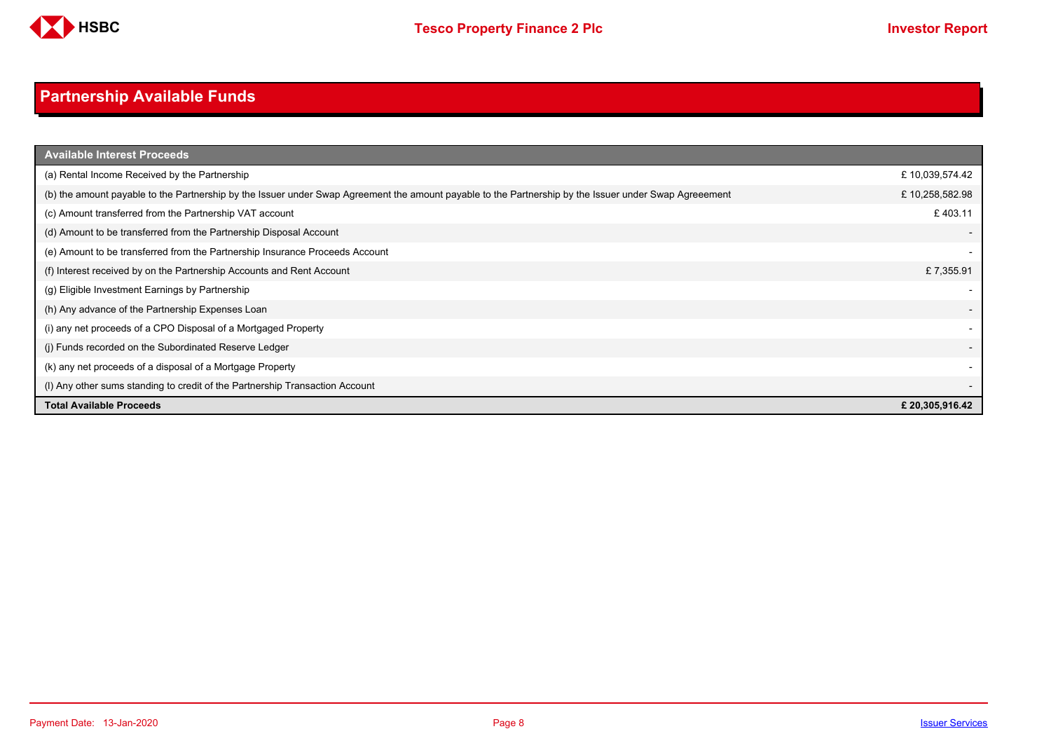## Partnership Available Funds

| Available Interest Proceeds | |
|---|---|
| (a) Rental Income Received by the Partnership | £ 10,039,574.42 |
| (b) the amount payable to the Partnership by the Issuer under Swap Agreement the amount payable to the Partnership by the Issuer under Swap Agreeement | £ 10,258,582.98 |
| (c) Amount transferred from the Partnership VAT account | £ 403.11 |
| (d) Amount to be transferred from the Partnership Disposal Account | - |
| (e) Amount to be transferred from the Partnership Insurance Proceeds Account | - |
| (f) Interest received by on the Partnership Accounts and Rent Account | £ 7,355.91 |
| (g) Eligible Investment Earnings by Partnership | - |
| (h) Any advance of the Partnership Expenses Loan | - |
| (i) any net proceeds of a CPO Disposal of a Mortgaged Property | - |
| (j) Funds recorded on the Subordinated Reserve Ledger | - |
| (k) any net proceeds of a disposal of a Mortgage Property | - |
| (l) Any other sums standing to credit of the Partnership Transaction Account | - |
| **Total Available Proceeds** | **£ 20,305,916.42** |

Payment Date: 13-Jan-2020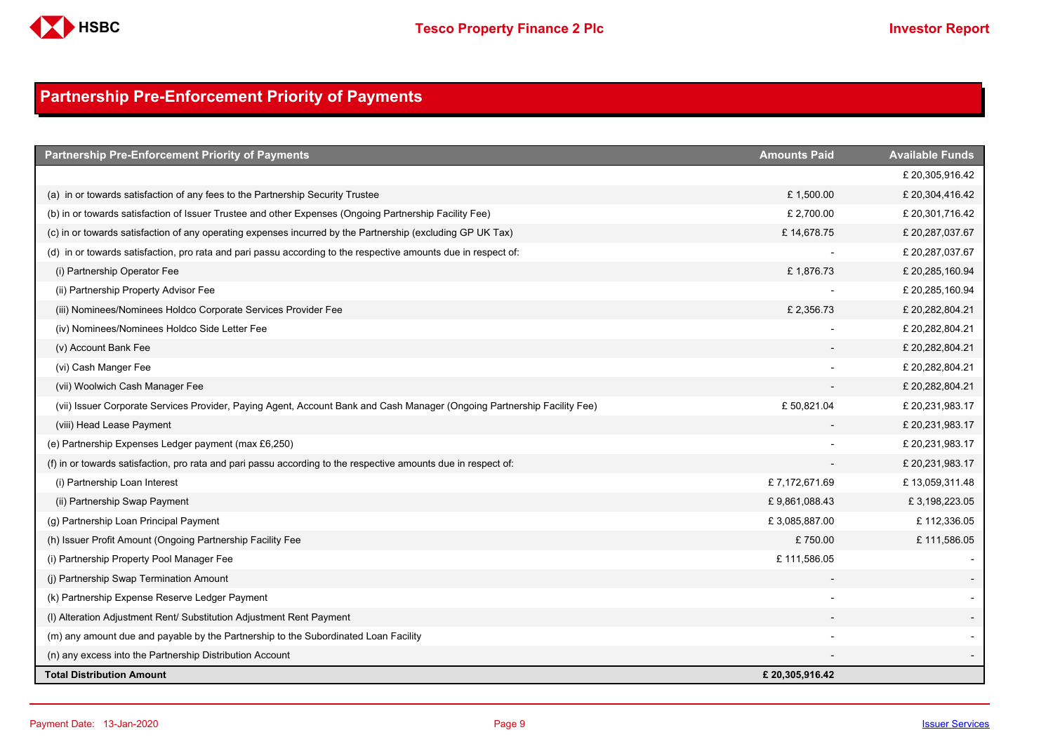## Partnership Pre-Enforcement Priority of Payments

| Partnership Pre-Enforcement Priority of Payments | Amounts Paid | Available Funds |
|---|---|---|
| | | £ 20,305,916.42 |
| (a) in or towards satisfaction of any fees to the Partnership Security Trustee | £ 1,500.00 | £ 20,304,416.42 |
| (b) in or towards satisfaction of Issuer Trustee and other Expenses (Ongoing Partnership Facility Fee) | £ 2,700.00 | £ 20,301,716.42 |
| (c) in or towards satisfaction of any operating expenses incurred by the Partnership (excluding GP UK Tax) | £ 14,678.75 | £ 20,287,037.67 |
| (d) in or towards satisfaction, pro rata and pari passu according to the respective amounts due in respect of: | - | £ 20,287,037.67 |
| (i) Partnership Operator Fee | £ 1,876.73 | £ 20,285,160.94 |
| (ii) Partnership Property Advisor Fee | - | £ 20,285,160.94 |
| (iii) Nominees/Nominees Holdco Corporate Services Provider Fee | £ 2,356.73 | £ 20,282,804.21 |
| (iv) Nominees/Nominees Holdco Side Letter Fee | - | £ 20,282,804.21 |
| (v) Account Bank Fee | - | £ 20,282,804.21 |
| (vi) Cash Manger Fee | - | £ 20,282,804.21 |
| (vii) Woolwich Cash Manager Fee | - | £ 20,282,804.21 |
| (vii) Issuer Corporate Services Provider, Paying Agent, Account Bank and Cash Manager (Ongoing Partnership Facility Fee) | £ 50,821.04 | £ 20,231,983.17 |
| (viii) Head Lease Payment | - | £ 20,231,983.17 |
| (e) Partnership Expenses Ledger payment (max £6,250) | - | £ 20,231,983.17 |
| (f) in or towards satisfaction, pro rata and pari passu according to the respective amounts due in respect of: | - | £ 20,231,983.17 |
| (i) Partnership Loan Interest | £ 7,172,671.69 | £ 13,059,311.48 |
| (ii) Partnership Swap Payment | £ 9,861,088.43 | £ 3,198,223.05 |
| (g) Partnership Loan Principal Payment | £ 3,085,887.00 | £ 112,336.05 |
| (h) Issuer Profit Amount (Ongoing Partnership Facility Fee | £ 750.00 | £ 111,586.05 |
| (i) Partnership Property Pool Manager Fee | £ 111,586.05 | - |
| (j) Partnership Swap Termination Amount | - | - |
| (k) Partnership Expense Reserve Ledger Payment | - | - |
| (l) Alteration Adjustment Rent/ Substitution Adjustment Rent Payment | - | - |
| (m) any amount due and payable by the Partnership to the Subordinated Loan Facility | - | - |
| (n) any excess into the Partnership Distribution Account | - | - |
| **Total Distribution Amount** | **£ 20,305,916.42** | |

Payment Date: 13-Jan-2020

Issuer Services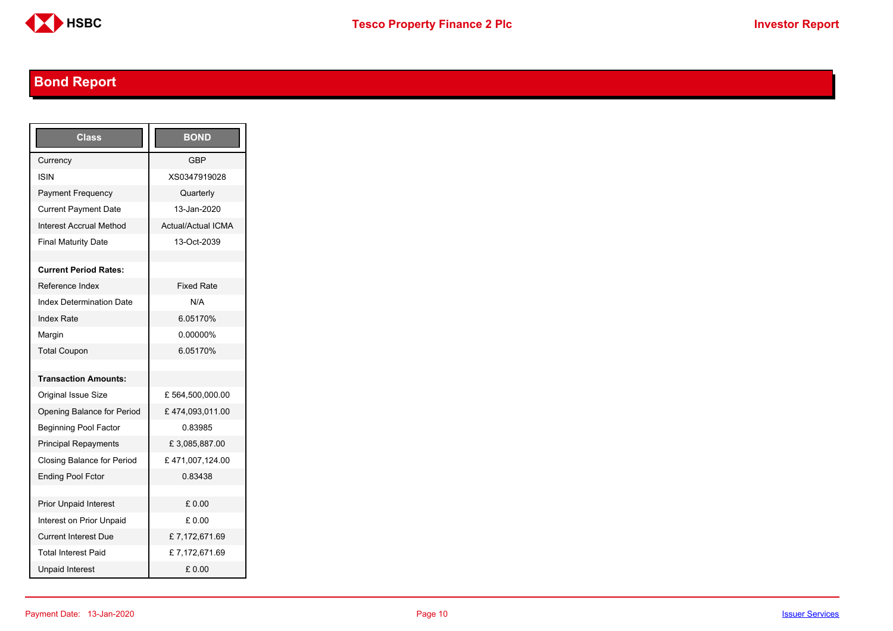## Bond Report

| Class | BOND |
|---|---|
| Currency | GBP |
| ISIN | XS0347919028 |
| Payment Frequency | Quarterly |
| Current Payment Date | 13-Jan-2020 |
| Interest Accrual Method | Actual/Actual ICMA |
| Final Maturity Date | 13-Oct-2039 |
| | |
| **Current Period Rates:** | |
| Reference Index | Fixed Rate |
| Index Determination Date | N/A |
| Index Rate | 6.05170% |
| Margin | 0.00000% |
| Total Coupon | 6.05170% |
| | |
| **Transaction Amounts:** | |
| Original Issue Size | £ 564,500,000.00 |
| Opening Balance for Period | £ 474,093,011.00 |
| Beginning Pool Factor | 0.83985 |
| Principal Repayments | £ 3,085,887.00 |
| Closing Balance for Period | £ 471,007,124.00 |
| Ending Pool Fctor | 0.83438 |
| | |
| Prior Unpaid Interest | £ 0.00 |
| Interest on Prior Unpaid | £ 0.00 |
| Current Interest Due | £ 7,172,671.69 |
| Total Interest Paid | £ 7,172,671.69 |
| Unpaid Interest | £ 0.00 |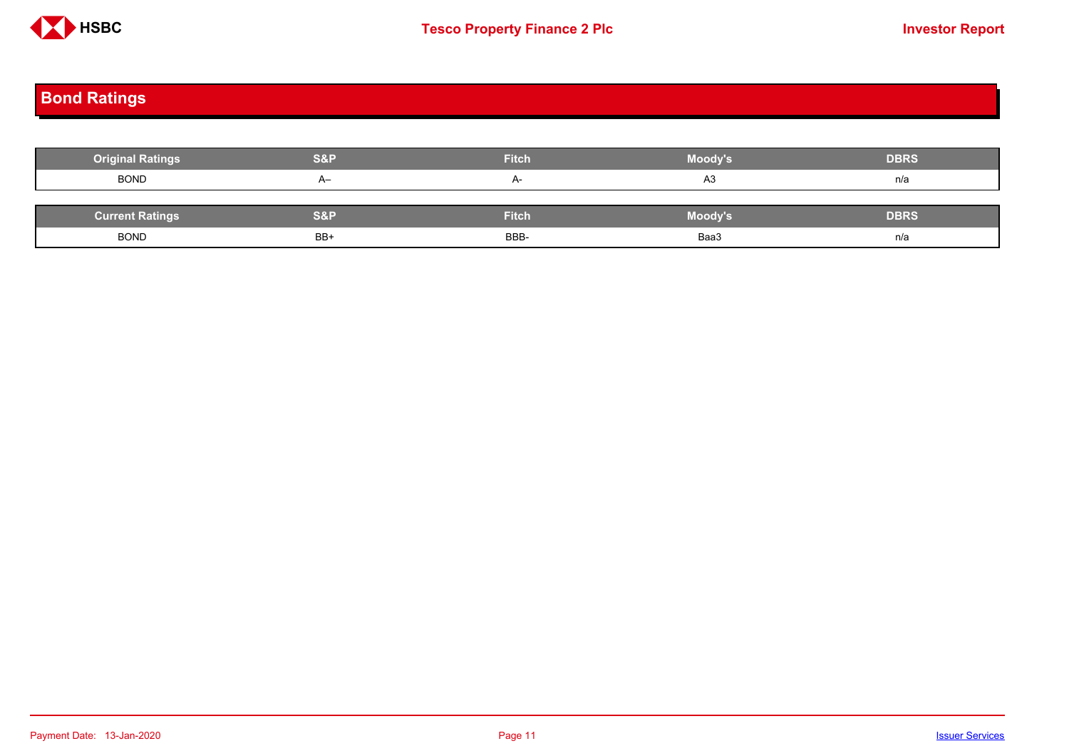## Bond Ratings

| Original Ratings | S&P | Fitch | Moody's | DBRS |
|---|---|---|---|---|
| BOND | A– | A- | A3 | n/a |

| Current Ratings | S&P | Fitch | Moody's | DBRS |
|---|---|---|---|---|
| BOND | BB+ | BBB- | Baa3 | n/a |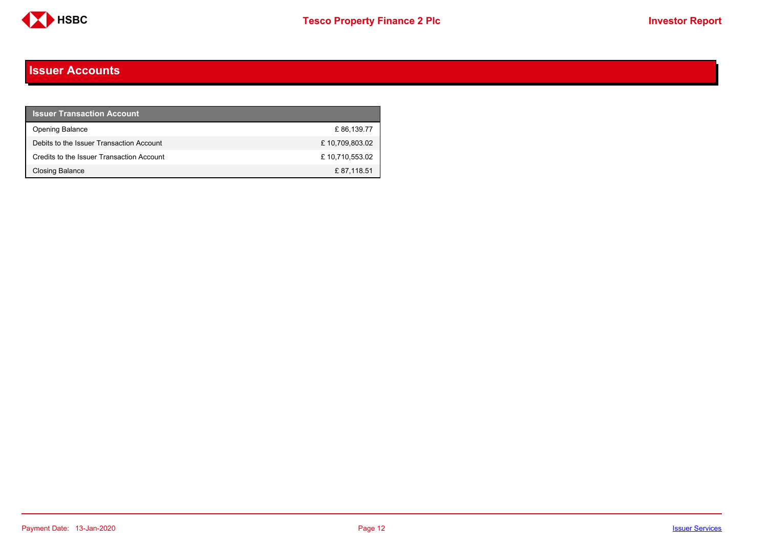# Issuer Accounts

| Issuer Transaction Account | |
|---|---|
| Opening Balance | £ 86,139.77 |
| Debits to the Issuer Transaction Account | £ 10,709,803.02 |
| Credits to the Issuer Transaction Account | £ 10,710,553.02 |
| Closing Balance | £ 87,118.51 |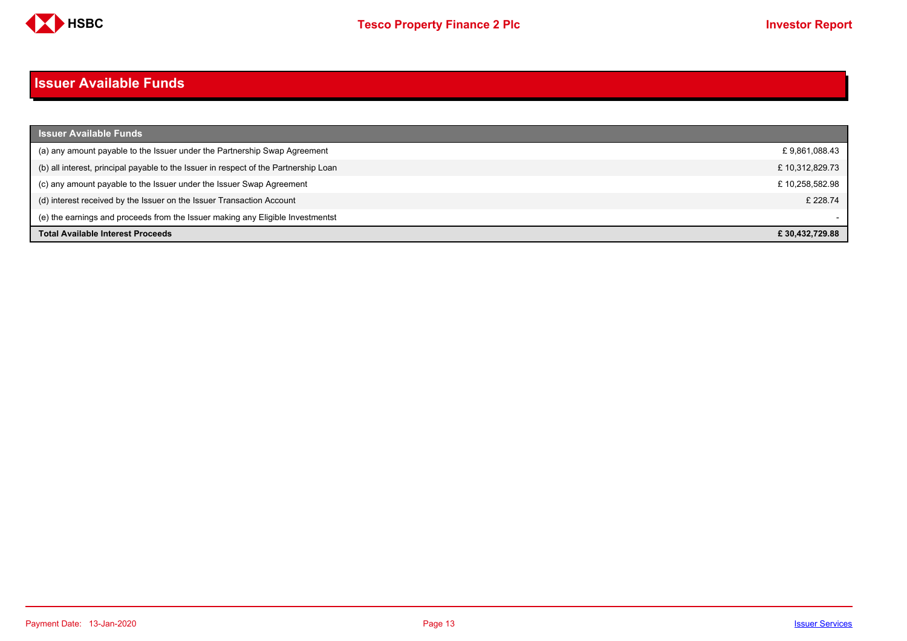# Issuer Available Funds

| Issuer Available Funds | |
|---|---|
| (a) any amount payable to the Issuer under the Partnership Swap Agreement | £ 9,861,088.43 |
| (b) all interest, principal payable to the Issuer in respect of the Partnership Loan | £ 10,312,829.73 |
| (c) any amount payable to the Issuer under the Issuer Swap Agreement | £ 10,258,582.98 |
| (d) interest received by the Issuer on the Issuer Transaction Account | £ 228.74 |
| (e) the earnings and proceeds from the Issuer making any Eligible Investmentst | - |
| **Total Available Interest Proceeds** | **£ 30,432,729.88** |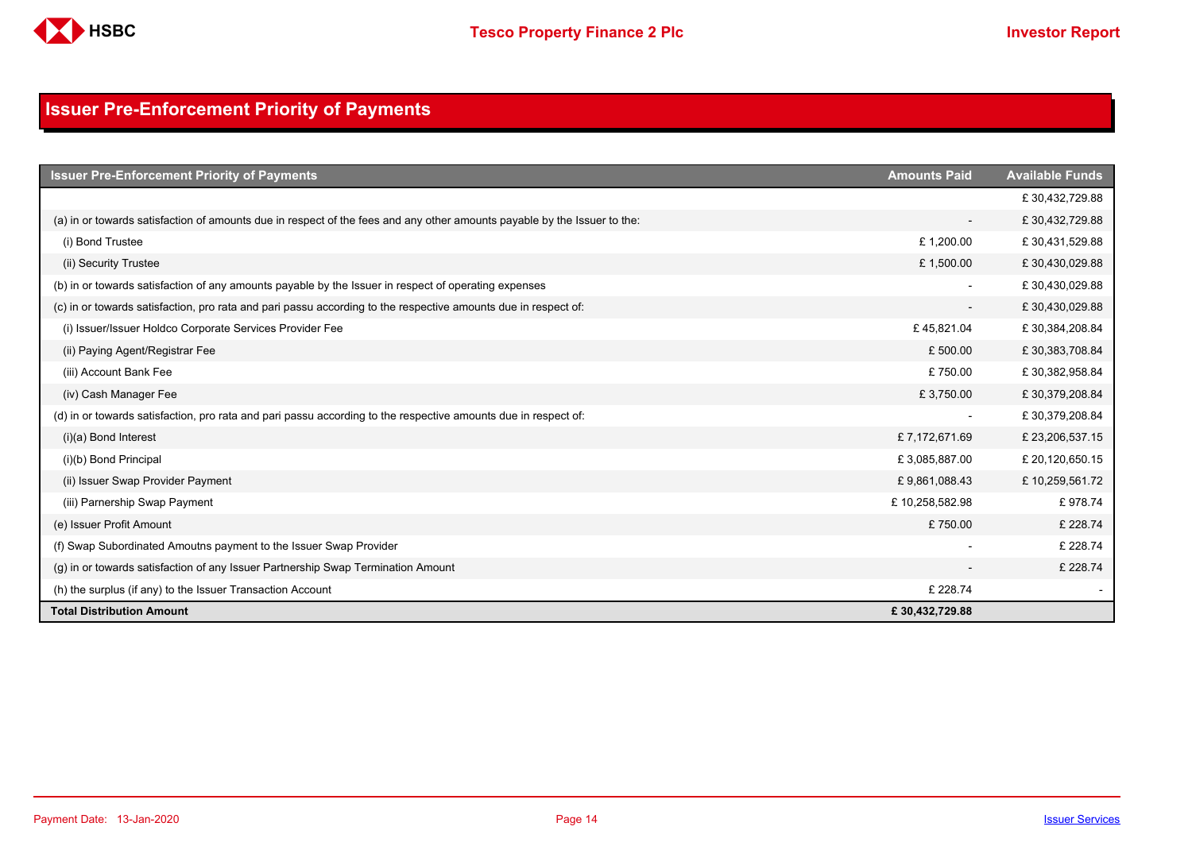# Issuer Pre-Enforcement Priority of Payments

| Issuer Pre-Enforcement Priority of Payments | Amounts Paid | Available Funds |
|---|---|---|
| | | £ 30,432,729.88 |
| (a) in or towards satisfaction of amounts due in respect of the fees and any other amounts payable by the Issuer to the: | - | £ 30,432,729.88 |
| (i) Bond Trustee | £ 1,200.00 | £ 30,431,529.88 |
| (ii) Security Trustee | £ 1,500.00 | £ 30,430,029.88 |
| (b) in or towards satisfaction of any amounts payable by the Issuer in respect of operating expenses | - | £ 30,430,029.88 |
| (c) in or towards satisfaction, pro rata and pari passu according to the respective amounts due in respect of: | - | £ 30,430,029.88 |
| (i) Issuer/Issuer Holdco Corporate Services Provider Fee | £ 45,821.04 | £ 30,384,208.84 |
| (ii) Paying Agent/Registrar Fee | £ 500.00 | £ 30,383,708.84 |
| (iii) Account Bank Fee | £ 750.00 | £ 30,382,958.84 |
| (iv) Cash Manager Fee | £ 3,750.00 | £ 30,379,208.84 |
| (d) in or towards satisfaction, pro rata and pari passu according to the respective amounts due in respect of: | - | £ 30,379,208.84 |
| (i)(a) Bond Interest | £ 7,172,671.69 | £ 23,206,537.15 |
| (i)(b) Bond Principal | £ 3,085,887.00 | £ 20,120,650.15 |
| (ii) Issuer Swap Provider Payment | £ 9,861,088.43 | £ 10,259,561.72 |
| (iii) Parnership Swap Payment | £ 10,258,582.98 | £ 978.74 |
| (e) Issuer Profit Amount | £ 750.00 | £ 228.74 |
| (f) Swap Subordinated Amoutns payment to the Issuer Swap Provider | - | £ 228.74 |
| (g) in or towards satisfaction of any Issuer Partnership Swap Termination Amount | - | £ 228.74 |
| (h) the surplus (if any) to the Issuer Transaction Account | £ 228.74 | - |
| **Total Distribution Amount** | **£ 30,432,729.88** | |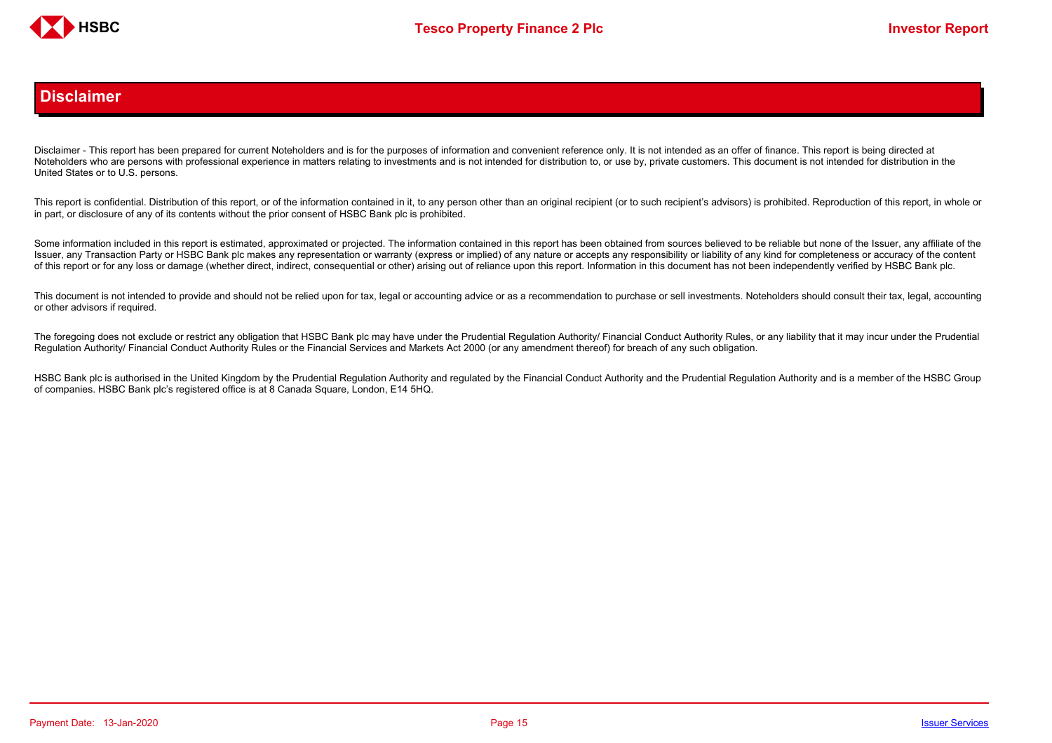## Disclaimer

Disclaimer - This report has been prepared for current Noteholders and is for the purposes of information and convenient reference only. It is not intended as an offer of finance. This report is being directed at Noteholders who are persons with professional experience in matters relating to investments and is not intended for distribution to, or use by, private customers. This document is not intended for distribution in the United States or to U.S. persons.

This report is confidential. Distribution of this report, or of the information contained in it, to any person other than an original recipient (or to such recipient's advisors) is prohibited. Reproduction of this report, in whole or in part, or disclosure of any of its contents without the prior consent of HSBC Bank plc is prohibited.

Some information included in this report is estimated, approximated or projected. The information contained in this report has been obtained from sources believed to be reliable but none of the Issuer, any affiliate of the Issuer, any Transaction Party or HSBC Bank plc makes any representation or warranty (express or implied) of any nature or accepts any responsibility or liability of any kind for completeness or accuracy of the content of this report or for any loss or damage (whether direct, indirect, consequential or other) arising out of reliance upon this report. Information in this document has not been independently verified by HSBC Bank plc.

This document is not intended to provide and should not be relied upon for tax, legal or accounting advice or as a recommendation to purchase or sell investments. Noteholders should consult their tax, legal, accounting or other advisors if required.

The foregoing does not exclude or restrict any obligation that HSBC Bank plc may have under the Prudential Regulation Authority/ Financial Conduct Authority Rules, or any liability that it may incur under the Prudential Regulation Authority/ Financial Conduct Authority Rules or the Financial Services and Markets Act 2000 (or any amendment thereof) for breach of any such obligation.

HSBC Bank plc is authorised in the United Kingdom by the Prudential Regulation Authority and regulated by the Financial Conduct Authority and the Prudential Regulation Authority and is a member of the HSBC Group of companies. HSBC Bank plc's registered office is at 8 Canada Square, London, E14 5HQ.